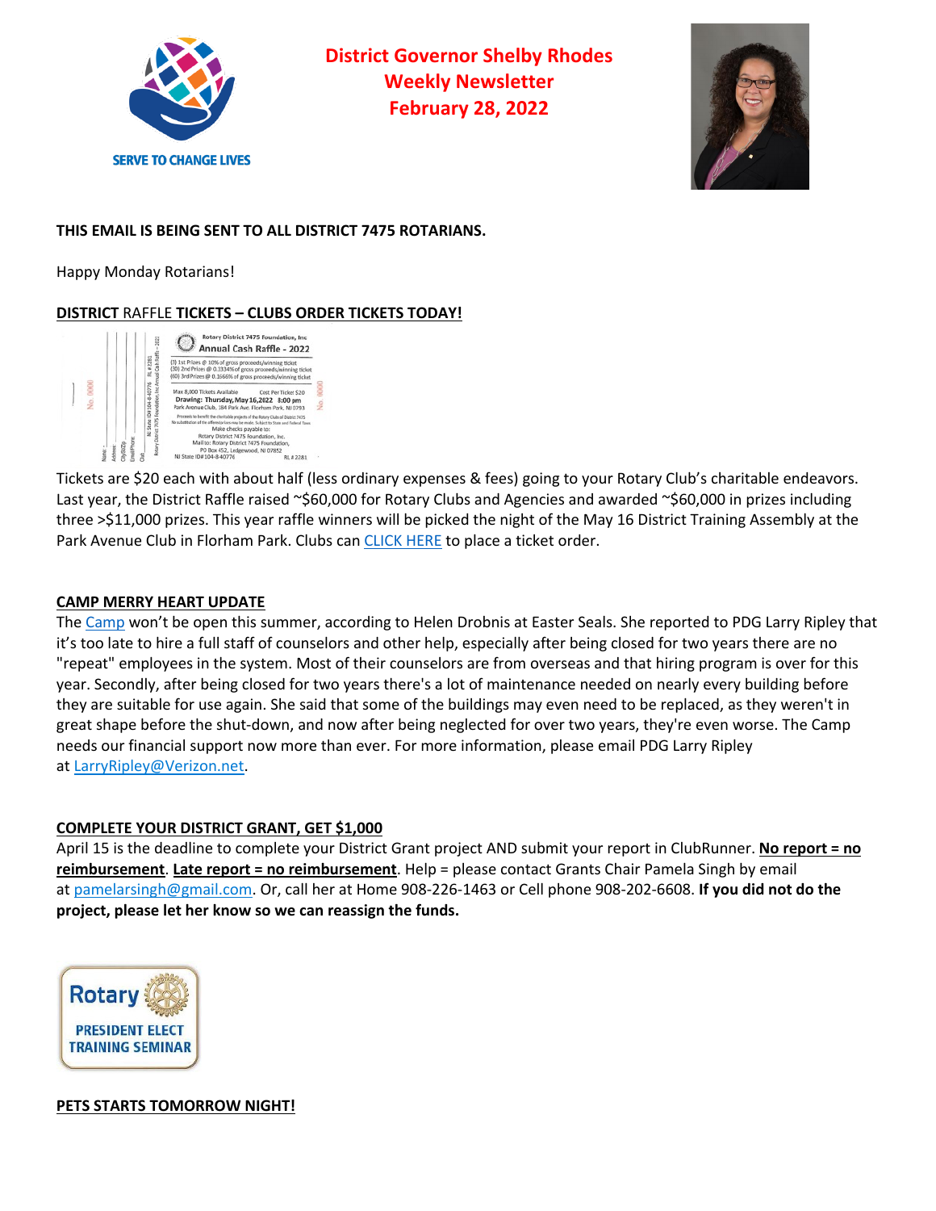**District Governor Shelby Rhodes**
**Weekly Newsletter**
**February 28, 2022**

SERVE TO CHANGE LIVES

**THIS EMAIL IS BEING SENT TO ALL DISTRICT 7475 ROTARIANS.**

Happy Monday Rotarians!

**DISTRICT RAFFLE TICKETS – CLUBS ORDER TICKETS TODAY!**

Tickets are $20 each with about half (less ordinary expenses & fees) going to your Rotary Club's charitable endeavors. Last year, the District Raffle raised ~$60,000 for Rotary Clubs and Agencies and awarded ~$60,000 in prizes including three >$11,000 prizes. This year raffle winners will be picked the night of the May 16 District Training Assembly at the Park Avenue Club in Florham Park. Clubs can CLICK HERE to place a ticket order.

**CAMP MERRY HEART UPDATE**

The Camp won't be open this summer, according to Helen Drobnis at Easter Seals. She reported to PDG Larry Ripley that it's too late to hire a full staff of counselors and other help, especially after being closed for two years there are no "repeat" employees in the system. Most of their counselors are from overseas and that hiring program is over for this year. Secondly, after being closed for two years there's a lot of maintenance needed on nearly every building before they are suitable for use again. She said that some of the buildings may even need to be replaced, as they weren't in great shape before the shut-down, and now after being neglected for over two years, they're even worse. The Camp needs our financial support now more than ever. For more information, please email PDG Larry Ripley at LarryRipley@Verizon.net.

**COMPLETE YOUR DISTRICT GRANT, GET $1,000**

April 15 is the deadline to complete your District Grant project AND submit your report in ClubRunner. **No report = no reimbursement**. **Late report = no reimbursement**. Help = please contact Grants Chair Pamela Singh by email at pamelarsingh@gmail.com. Or, call her at Home 908-226-1463 or Cell phone 908-202-6608. **If you did not do the project, please let her know so we can reassign the funds.**

Rotary PRESIDENT ELECT TRAINING SEMINAR

**PETS STARTS TOMORROW NIGHT!**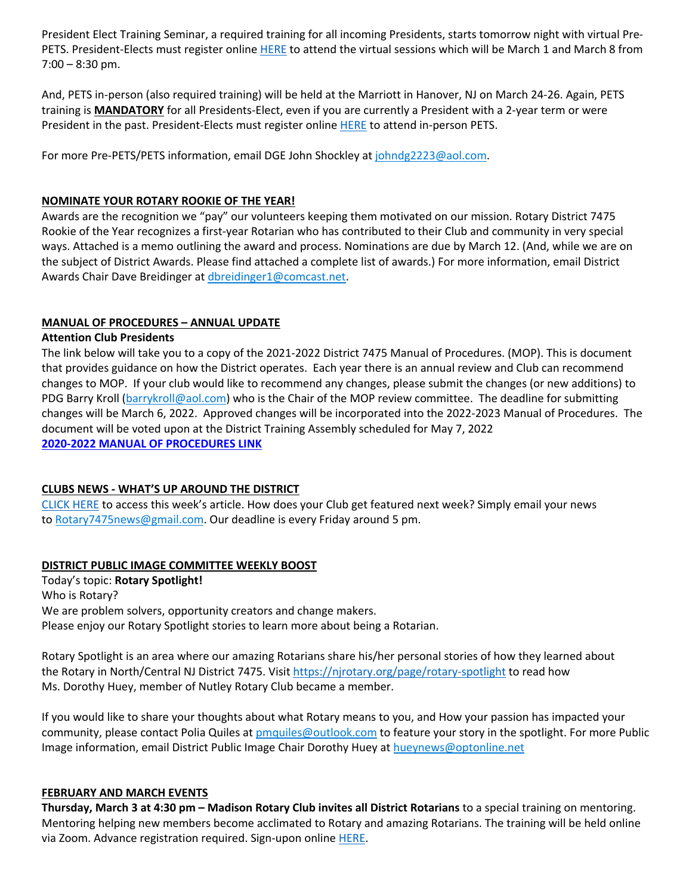President Elect Training Seminar, a required training for all incoming Presidents, starts tomorrow night with virtual Pre-PETS. President-Elects must register online HERE to attend the virtual sessions which will be March 1 and March 8 from 7:00 – 8:30 pm.

And, PETS in-person (also required training) will be held at the Marriott in Hanover, NJ on March 24-26. Again, PETS training is **MANDATORY** for all Presidents-Elect, even if you are currently a President with a 2-year term or were President in the past. President-Elects must register online HERE to attend in-person PETS.

For more Pre-PETS/PETS information, email DGE John Shockley at johndg2223@aol.com.

## NOMINATE YOUR ROTARY ROOKIE OF THE YEAR!

Awards are the recognition we "pay" our volunteers keeping them motivated on our mission. Rotary District 7475 Rookie of the Year recognizes a first-year Rotarian who has contributed to their Club and community in very special ways. Attached is a memo outlining the award and process. Nominations are due by March 12. (And, while we are on the subject of District Awards. Please find attached a complete list of awards.) For more information, email District Awards Chair Dave Breidinger at dbreidinger1@comcast.net.

## MANUAL OF PROCEDURES – ANNUAL UPDATE

**Attention Club Presidents**

The link below will take you to a copy of the 2021-2022 District 7475 Manual of Procedures. (MOP). This is document that provides guidance on how the District operates. Each year there is an annual review and Club can recommend changes to MOP. If your club would like to recommend any changes, please submit the changes (or new additions) to PDG Barry Kroll (barrykroll@aol.com) who is the Chair of the MOP review committee. The deadline for submitting changes will be March 6, 2022. Approved changes will be incorporated into the 2022-2023 Manual of Procedures. The document will be voted upon at the District Training Assembly scheduled for May 7, 2022

**2020-2022 MANUAL OF PROCEDURES LINK**

## CLUBS NEWS - WHAT'S UP AROUND THE DISTRICT

CLICK HERE to access this week's article. How does your Club get featured next week? Simply email your news to Rotary7475news@gmail.com. Our deadline is every Friday around 5 pm.

## DISTRICT PUBLIC IMAGE COMMITTEE WEEKLY BOOST

Today's topic: **Rotary Spotlight!**
Who is Rotary?
We are problem solvers, opportunity creators and change makers.
Please enjoy our Rotary Spotlight stories to learn more about being a Rotarian.

Rotary Spotlight is an area where our amazing Rotarians share his/her personal stories of how they learned about the Rotary in North/Central NJ District 7475. Visit https://njrotary.org/page/rotary-spotlight to read how Ms. Dorothy Huey, member of Nutley Rotary Club became a member.

If you would like to share your thoughts about what Rotary means to you, and How your passion has impacted your community, please contact Polia Quiles at pmquiles@outlook.com to feature your story in the spotlight. For more Public Image information, email District Public Image Chair Dorothy Huey at hueynews@optonline.net

## FEBRUARY AND MARCH EVENTS

**Thursday, March 3 at 4:30 pm – Madison Rotary Club invites all District Rotarians** to a special training on mentoring. Mentoring helping new members become acclimated to Rotary and amazing Rotarians. The training will be held online via Zoom. Advance registration required. Sign-upon online HERE.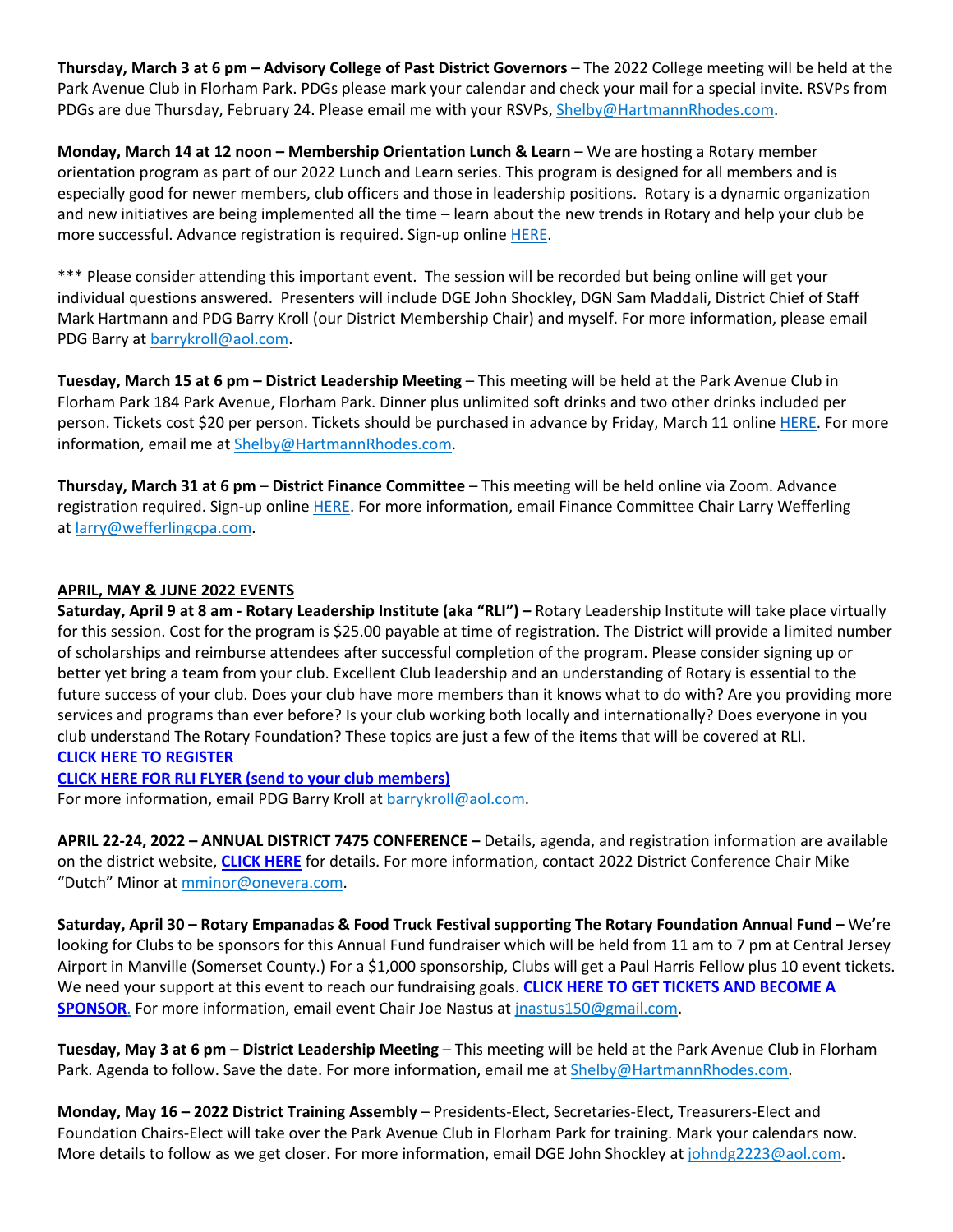**Thursday, March 3 at 6 pm – Advisory College of Past District Governors** – The 2022 College meeting will be held at the Park Avenue Club in Florham Park. PDGs please mark your calendar and check your mail for a special invite. RSVPs from PDGs are due Thursday, February 24. Please email me with your RSVPs, Shelby@HartmannRhodes.com.

**Monday, March 14 at 12 noon – Membership Orientation Lunch & Learn** – We are hosting a Rotary member orientation program as part of our 2022 Lunch and Learn series. This program is designed for all members and is especially good for newer members, club officers and those in leadership positions. Rotary is a dynamic organization and new initiatives are being implemented all the time – learn about the new trends in Rotary and help your club be more successful. Advance registration is required. Sign-up online HERE.

*** Please consider attending this important event. The session will be recorded but being online will get your individual questions answered. Presenters will include DGE John Shockley, DGN Sam Maddali, District Chief of Staff Mark Hartmann and PDG Barry Kroll (our District Membership Chair) and myself. For more information, please email PDG Barry at barrykroll@aol.com.

**Tuesday, March 15 at 6 pm – District Leadership Meeting** – This meeting will be held at the Park Avenue Club in Florham Park 184 Park Avenue, Florham Park. Dinner plus unlimited soft drinks and two other drinks included per person. Tickets cost $20 per person. Tickets should be purchased in advance by Friday, March 11 online HERE. For more information, email me at Shelby@HartmannRhodes.com.

**Thursday, March 31 at 6 pm** – **District Finance Committee** – This meeting will be held online via Zoom. Advance registration required. Sign-up online HERE. For more information, email Finance Committee Chair Larry Wefferling at larry@wefferlingcpa.com.

**APRIL, MAY & JUNE 2022 EVENTS**

**Saturday, April 9 at 8 am - Rotary Leadership Institute (aka "RLI") –** Rotary Leadership Institute will take place virtually for this session. Cost for the program is $25.00 payable at time of registration. The District will provide a limited number of scholarships and reimburse attendees after successful completion of the program. Please consider signing up or better yet bring a team from your club. Excellent Club leadership and an understanding of Rotary is essential to the future success of your club. Does your club have more members than it knows what to do with? Are you providing more services and programs than ever before? Is your club working both locally and internationally? Does everyone in you club understand The Rotary Foundation? These topics are just a few of the items that will be covered at RLI.

**CLICK HERE TO REGISTER**

**CLICK HERE FOR RLI FLYER (send to your club members)**

For more information, email PDG Barry Kroll at barrykroll@aol.com.

**APRIL 22-24, 2022 – ANNUAL DISTRICT 7475 CONFERENCE –** Details, agenda, and registration information are available on the district website, **CLICK HERE** for details. For more information, contact 2022 District Conference Chair Mike "Dutch" Minor at mminor@onevera.com.

**Saturday, April 30 – Rotary Empanadas & Food Truck Festival supporting The Rotary Foundation Annual Fund –** We're looking for Clubs to be sponsors for this Annual Fund fundraiser which will be held from 11 am to 7 pm at Central Jersey Airport in Manville (Somerset County.) For a $1,000 sponsorship, Clubs will get a Paul Harris Fellow plus 10 event tickets. We need your support at this event to reach our fundraising goals. **CLICK HERE TO GET TICKETS AND BECOME A SPONSOR**. For more information, email event Chair Joe Nastus at jnastus150@gmail.com.

**Tuesday, May 3 at 6 pm – District Leadership Meeting** – This meeting will be held at the Park Avenue Club in Florham Park. Agenda to follow. Save the date. For more information, email me at Shelby@HartmannRhodes.com.

**Monday, May 16 – 2022 District Training Assembly** – Presidents-Elect, Secretaries-Elect, Treasurers-Elect and Foundation Chairs-Elect will take over the Park Avenue Club in Florham Park for training. Mark your calendars now. More details to follow as we get closer. For more information, email DGE John Shockley at johndg2223@aol.com.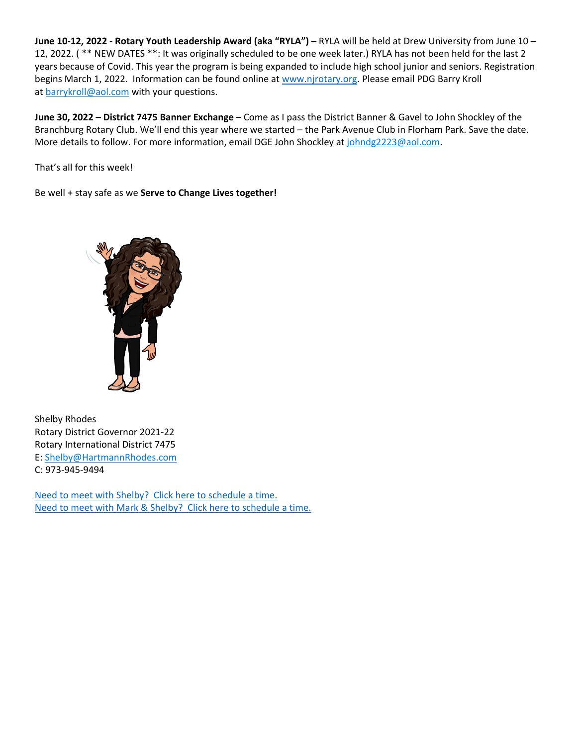**June 10-12, 2022 - Rotary Youth Leadership Award (aka "RYLA") –** RYLA will be held at Drew University from June 10 – 12, 2022. ( ** NEW DATES **: It was originally scheduled to be one week later.) RYLA has not been held for the last 2 years because of Covid. This year the program is being expanded to include high school junior and seniors. Registration begins March 1, 2022. Information can be found online at [www.njrotary.org](www.njrotary.org). Please email PDG Barry Kroll at [barrykroll@aol.com](mailto:barrykroll@aol.com) with your questions.

**June 30, 2022 – District 7475 Banner Exchange** – Come as I pass the District Banner & Gavel to John Shockley of the Branchburg Rotary Club. We'll end this year where we started – the Park Avenue Club in Florham Park. Save the date. More details to follow. For more information, email DGE John Shockley at [johndg2223@aol.com](mailto:johndg2223@aol.com).

That's all for this week!

Be well + stay safe as we **Serve to Change Lives together!**

Shelby Rhodes
Rotary District Governor 2021-22
Rotary International District 7475
E: [Shelby@HartmannRhodes.com](mailto:Shelby@HartmannRhodes.com)
C: 973-945-9494

Need to meet with Shelby? Click here to schedule a time.
Need to meet with Mark & Shelby? Click here to schedule a time.